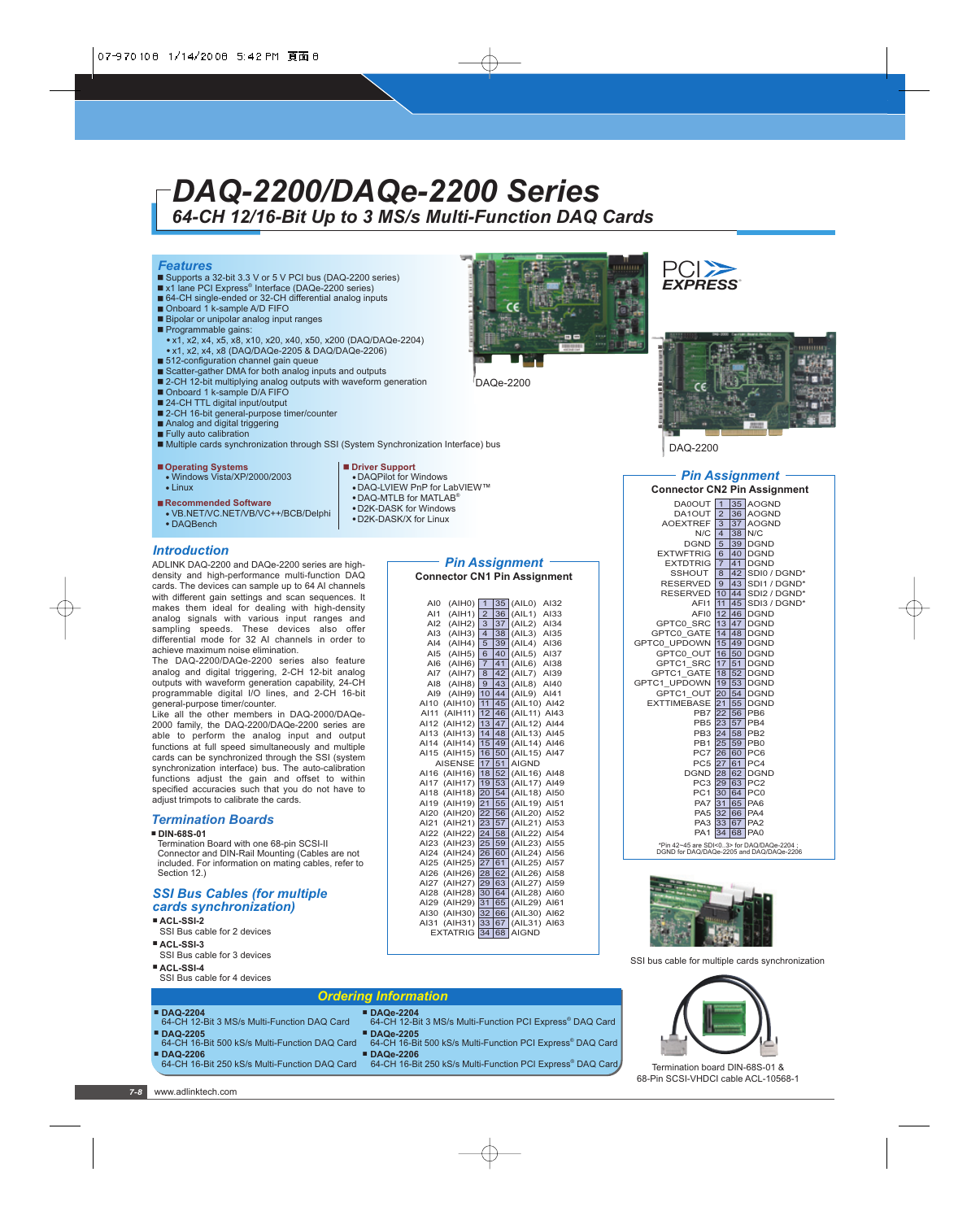# DAQ-2200/DAQe-2200 Series

## 64-CH 12/16-Bit Up to 3 MS/s Multi-Function DAQ Cards

### Features

- Supports a 32-bit 3.3 V or 5 V PCI bus (DAQ-2200 series)
- x1 lane PCI Express® Interface (DAQe-2200 series)
- 64-CH single-ended or 32-CH differential analog inputs
- Onboard 1 k-sample A/D FIFO
- Bipolar or unipolar analog input ranges
- Programmable gains:
  - x1, x2, x4, x5, x8, x10, x20, x40, x50, x200 (DAQ/DAQe-2204)
  - x1, x2, x4, x8 (DAQ/DAQe-2205 & DAQ/DAQe-2206)
- 512-configuration channel gain queue
- Scatter-gather DMA for both analog inputs and outputs
- 2-CH 12-bit multiplying analog outputs with waveform generation
- Onboard 1 k-sample D/A FIFO
- 24-CH TTL digital input/output
- 2-CH 16-bit general-purpose timer/counter
- Analog and digital triggering
- Fully auto calibration
- Multiple cards synchronization through SSI (System Synchronization Interface) bus

DAQe-2200

DAQ-2200

**Operating Systems**
- Windows Vista/XP/2000/2003
- Linux

**Recommended Software**
- VB.NET/VC.NET/VB/VC++/BCB/Delphi
- DAQBench

**Driver Support**
- DAQPilot for Windows
- DAQ-LVIEW PnP for LabVIEW™
- DAQ-MTLB for MATLAB®
- D2K-DASK for Windows
- D2K-DASK/X for Linux

### Introduction

ADLINK DAQ-2200 and DAQe-2200 series are high-density and high-performance multi-function DAQ cards. The devices can sample up to 64 AI channels with different gain settings and scan sequences. It makes them ideal for dealing with high-density analog signals with various input ranges and sampling speeds. These devices also offer differential mode for 32 AI channels in order to achieve maximum noise elimination.

The DAQ-2200/DAQe-2200 series also feature analog and digital triggering, 2-CH 12-bit analog outputs with waveform generation capability, 24-CH programmable digital I/O lines, and 2-CH 16-bit general-purpose timer/counter.

Like all the other members in DAQ-2000/DAQe-2000 family, the DAQ-2200/DAQe-2200 series are able to perform the analog input and output functions at full speed simultaneously and multiple cards can be synchronized through the SSI (system synchronization interface) bus. The auto-calibration functions adjust the gain and offset to within specified accuracies such that you do not have to adjust trimpots to calibrate the cards.

### Termination Boards

- **DIN-68S-01**
  Termination Board with one 68-pin SCSI-II Connector and DIN-Rail Mounting (Cables are not included. For information on mating cables, refer to Section 12.)

### SSI Bus Cables (for multiple cards synchronization)

- **ACL-SSI-2**
  SSI Bus cable for 2 devices
- **ACL-SSI-3**
  SSI Bus cable for 3 devices
- **ACL-SSI-4**
  SSI Bus cable for 4 devices

### Pin Assignment

**Connector CN1 Pin Assignment**

| Signal | Pin | Pin | Signal |
|---|---|---|---|
| AI0 (AIH0) | 1 | 35 | (AIL0) AI32 |
| AI1 (AIH1) | 2 | 36 | (AIL1) AI33 |
| AI2 (AIH2) | 3 | 37 | (AIL2) AI34 |
| AI3 (AIH3) | 4 | 38 | (AIL3) AI35 |
| AI4 (AIH4) | 5 | 39 | (AIL4) AI36 |
| AI5 (AIH5) | 6 | 40 | (AIL5) AI37 |
| AI6 (AIH6) | 7 | 41 | (AIL6) AI38 |
| AI7 (AIH7) | 8 | 42 | (AIL7) AI39 |
| AI8 (AIH8) | 9 | 43 | (AIL8) AI40 |
| AI9 (AIH9) | 10 | 44 | (AIL9) AI41 |
| AI10 (AIH10) | 11 | 45 | (AIL10) AI42 |
| AI11 (AIH11) | 12 | 46 | (AIL11) AI43 |
| AI12 (AIH12) | 13 | 47 | (AIL12) AI44 |
| AI13 (AIH13) | 14 | 48 | (AIL13) AI45 |
| AI14 (AIH14) | 15 | 49 | (AIL14) AI46 |
| AI15 (AIH15) | 16 | 50 | (AIL15) AI47 |
| AISENSE | 17 | 51 | AIGND |
| AI16 (AIH16) | 18 | 52 | (AIL16) AI48 |
| AI17 (AIH17) | 19 | 53 | (AIL17) AI49 |
| AI18 (AIH18) | 20 | 54 | (AIL18) AI50 |
| AI19 (AIH19) | 21 | 55 | (AIL19) AI51 |
| AI20 (AIH20) | 22 | 56 | (AIL20) AI52 |
| AI21 (AIH21) | 23 | 57 | (AIL21) AI53 |
| AI22 (AIH22) | 24 | 58 | (AIL22) AI54 |
| AI23 (AIH23) | 25 | 59 | (AIL23) AI55 |
| AI24 (AIH24) | 26 | 60 | (AIL24) AI56 |
| AI25 (AIH25) | 27 | 61 | (AIL25) AI57 |
| AI26 (AIH26) | 28 | 62 | (AIL26) AI58 |
| AI27 (AIH27) | 29 | 63 | (AIL27) AI59 |
| AI28 (AIH28) | 30 | 64 | (AIL28) AI60 |
| AI29 (AIH29) | 31 | 65 | (AIL29) AI61 |
| AI30 (AIH30) | 32 | 66 | (AIL30) AI62 |
| AI31 (AIH31) | 33 | 67 | (AIL31) AI63 |
| EXTATRIG | 34 | 68 | AIGND |

### Pin Assignment

**Connector CN2 Pin Assignment**

| Signal | Pin | Pin | Signal |
|---|---|---|---|
| DA0OUT | 1 | 35 | AOGND |
| DA1OUT | 2 | 36 | AOGND |
| AOEXTREF | 3 | 37 | AOGND |
| N/C | 4 | 38 | N/C |
| DGND | 5 | 39 | DGND |
| EXTWFTRIG | 6 | 40 | DGND |
| EXTDTRIG | 7 | 41 | DGND |
| SSHOUT | 8 | 42 | SDI0 / DGND* |
| RESERVED | 9 | 43 | SDI1 / DGND* |
| RESERVED | 10 | 44 | SDI2 / DGND* |
| AFI1 | 11 | 45 | SDI3 / DGND* |
| AFI0 | 12 | 46 | DGND |
| GPTC0_SRC | 13 | 47 | DGND |
| GPTC0_GATE | 14 | 48 | DGND |
| GPTC0_UPDOWN | 15 | 49 | DGND |
| GPTC0_OUT | 16 | 50 | DGND |
| GPTC1_SRC | 17 | 51 | DGND |
| GPTC1_GATE | 18 | 52 | DGND |
| GPTC1_UPDOWN | 19 | 53 | DGND |
| GPTC1_OUT | 20 | 54 | DGND |
| EXTTIMEBASE | 21 | 55 | DGND |
| PB7 | 22 | 56 | PB6 |
| PB5 | 23 | 57 | PB4 |
| PB3 | 24 | 58 | PB2 |
| PB1 | 25 | 59 | PB0 |
| PC7 | 26 | 60 | PC6 |
| PC5 | 27 | 61 | PC4 |
| DGND | 28 | 62 | DGND |
| PC3 | 29 | 63 | PC2 |
| PC1 | 30 | 64 | PC0 |
| PA7 | 31 | 65 | PA6 |
| PA5 | 32 | 66 | PA4 |
| PA3 | 33 | 67 | PA2 |
| PA1 | 34 | 68 | PA0 |

*Pin 42~45 are SDI<0..3> for DAQ/DAQe-2204 ; DGND for DAQ/DAQe-2205 and DAQ/DAQe-2206

SSI bus cable for multiple cards synchronization

Termination board DIN-68S-01 & 68-Pin SCSI-VHDCI cable ACL-10568-1

### Ordering Information

- **DAQ-2204**
  64-CH 12-Bit 3 MS/s Multi-Function DAQ Card
- **DAQ-2205**
  64-CH 16-Bit 500 kS/s Multi-Function DAQ Card
- **DAQ-2206**
  64-CH 16-Bit 250 kS/s Multi-Function DAQ Card
- **DAQe-2204**
  64-CH 12-Bit 3 MS/s Multi-Function PCI Express® DAQ Card
- **DAQe-2205**
  64-CH 16-Bit 500 kS/s Multi-Function PCI Express® DAQ Card
- **DAQe-2206**
  64-CH 16-Bit 250 kS/s Multi-Function PCI Express® DAQ Card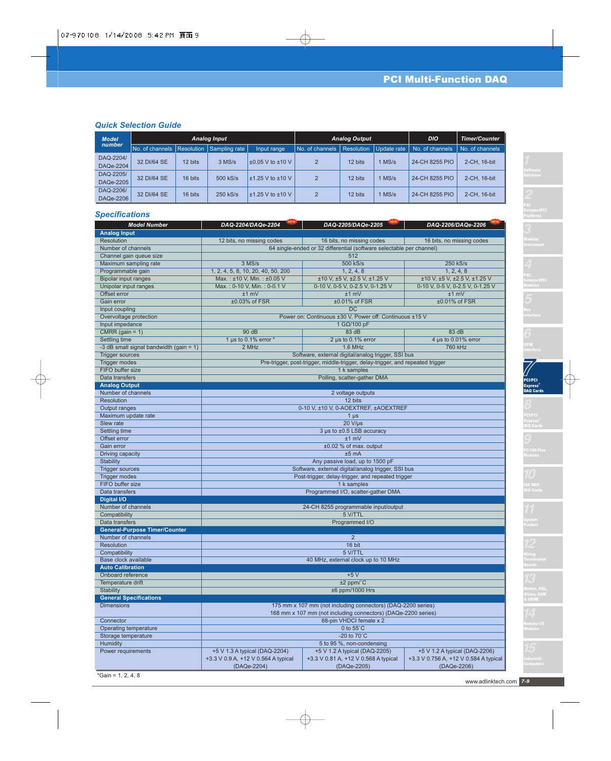## PCI Multi-Function DAQ

### Quick Selection Guide

| Model number | Analog Input | | | | Analog Output | | | DIO | Timer/Counter |
|---|---|---|---|---|---|---|---|---|---|
| | No. of channels | Resolution | Sampling rate | Input range | No. of channels | Resolution | Update rate | No. of channels | No. of channels |
| DAQ-2204/ DAQe-2204 | 32 DI/64 SE | 12 bits | 3 MS/s | ±0.05 V to ±10 V | 2 | 12 bits | 1 MS/s | 24-CH 8255 PIO | 2-CH, 16-bit |
| DAQ-2205/ DAQe-2205 | 32 DI/64 SE | 16 bits | 500 kS/s | ±1.25 V to ±10 V | 2 | 12 bits | 1 MS/s | 24-CH 8255 PIO | 2-CH, 16-bit |
| DAQ-2206/ DAQe-2206 | 32 DI/64 SE | 16 bits | 250 kS/s | ±1.25 V to ±10 V | 2 | 12 bits | 1 MS/s | 24-CH 8255 PIO | 2-CH, 16-bit |

### Specifications

| Model Number | DAQ-2204/DAQe-2204 (NEW) | DAQ-2205/DAQe-2205 (NEW) | DAQ-2206/DAQe-2206 (NEW) |
|---|---|---|---|
| **Analog Input** | | | |
| Resolution | 12 bits, no missing codes | 16 bits, no missing codes | 16 bits, no missing codes |
| Number of channels | 64 single-ended or 32 differential (software selectable per channel) | | |
| Channel gain queue size | 512 | | |
| Maximum sampling rate | 3 MS/s | 500 kS/s | 250 kS/s |
| Programmable gain | 1, 2, 4, 5, 8, 10, 20, 40, 50, 200 | 1, 2, 4, 8 | 1, 2, 4, 8 |
| Bipolar input ranges | Max. : ±10 V, Min. : ±0.05 V | ±10 V, ±5 V, ±2.5 V, ±1.25 V | ±10 V, ±5 V, ±2.5 V, ±1.25 V |
| Unipolar input ranges | Max. : 0-10 V, Min. : 0-0.1 V | 0-10 V, 0-5 V, 0-2.5 V, 0-1.25 V | 0-10 V, 0-5 V, 0-2.5 V, 0-1.25 V |
| Offset error | ±1 mV | ±1 mV | ±1 mV |
| Gain error | ±0.03% of FSR | ±0.01% of FSR | ±0.01% of FSR |
| Input coupling | DC | | |
| Overvoltage protection | Power on: Continuous ±30 V, Power off: Continuous ±15 V | | |
| Input impedance | 1 GΩ/100 pF | | |
| CMRR (gain = 1) | 90 dB | 83 dB | 83 dB |
| Settling time | 1 µs to 0.1% error * | 2 µs to 0.1% error | 4 µs to 0.01% error |
| -3 dB small signal bandwidth (gain = 1) | 2 MHz | 1.6 MHz | 760 kHz |
| Trigger sources | Software, external digital/analog trigger, SSI bus | | |
| Trigger modes | Pre-trigger, post-trigger, middle-trigger, delay-trigger, and repeated trigger | | |
| FIFO buffer size | 1 k samples | | |
| Data transfers | Polling, scatter-gather DMA | | |
| **Analog Output** | | | |
| Number of channels | 2 voltage outputs | | |
| Resolution | 12 bits | | |
| Output ranges | 0-10 V, ±10 V, 0-AOEXTREF, ±AOEXTREF | | |
| Maximum update rate | 1 µs | | |
| Slew rate | 20 V/µs | | |
| Settling time | 3 µs to ±0.5 LSB accuracy | | |
| Offset error | ±1 mV | | |
| Gain error | ±0.02 % of max. output | | |
| Driving capacity | ±5 mA | | |
| Stability | Any passive load, up to 1500 pF | | |
| Trigger sources | Software, external digital/analog trigger, SSI bus | | |
| Trigger modes | Post-trigger, delay-trigger, and repeated trigger | | |
| FIFO buffer size | 1 k samples | | |
| Data transfers | Programmed I/O, scatter-gather DMA | | |
| **Digital I/O** | | | |
| Number of channels | 24-CH 8255 programmable input/output | | |
| Compatibility | 5 V/TTL | | |
| Data transfers | Programmed I/O | | |
| **General-Purpose Timer/Counter** | | | |
| Number of channels | 2 | | |
| Resolution | 16 bit | | |
| Compatibility | 5 V/TTL | | |
| Base clock available | 40 MHz, external clock up to 10 MHz | | |
| **Auto Calibration** | | | |
| Onboard reference | +5 V | | |
| Temperature drift | ±2 ppm/˚C | | |
| Stability | ±6 ppm/1000 Hrs | | |
| **General Specifications** | | | |
| Dimensions | 175 mm x 107 mm (not including connectors) (DAQ-2200 series) 168 mm x 107 mm (not including connectors) (DAQe-2200 series) | | |
| Connector | 68-pin VHDCI female x 2 | | |
| Operating temperature | 0 to 55˚C | | |
| Storage temperature | -20 to 70˚C | | |
| Humidity | 5 to 95 %, non-condensing | | |
| Power requirements | +5 V 1.3 A typical (DAQ-2204) +3.3 V 0.9 A, +12 V 0.564 A typical (DAQe-2204) | +5 V 1.2 A typical (DAQ-2205) +3.3 V 0.81 A, +12 V 0.568 A typical (DAQe-2205) | +5 V 1.2 A typical (DAQ-2206) +3.3 V 0.756 A, +12 V 0.584 A typical (DAQe-2206) |

*Gain = 1, 2, 4, 8